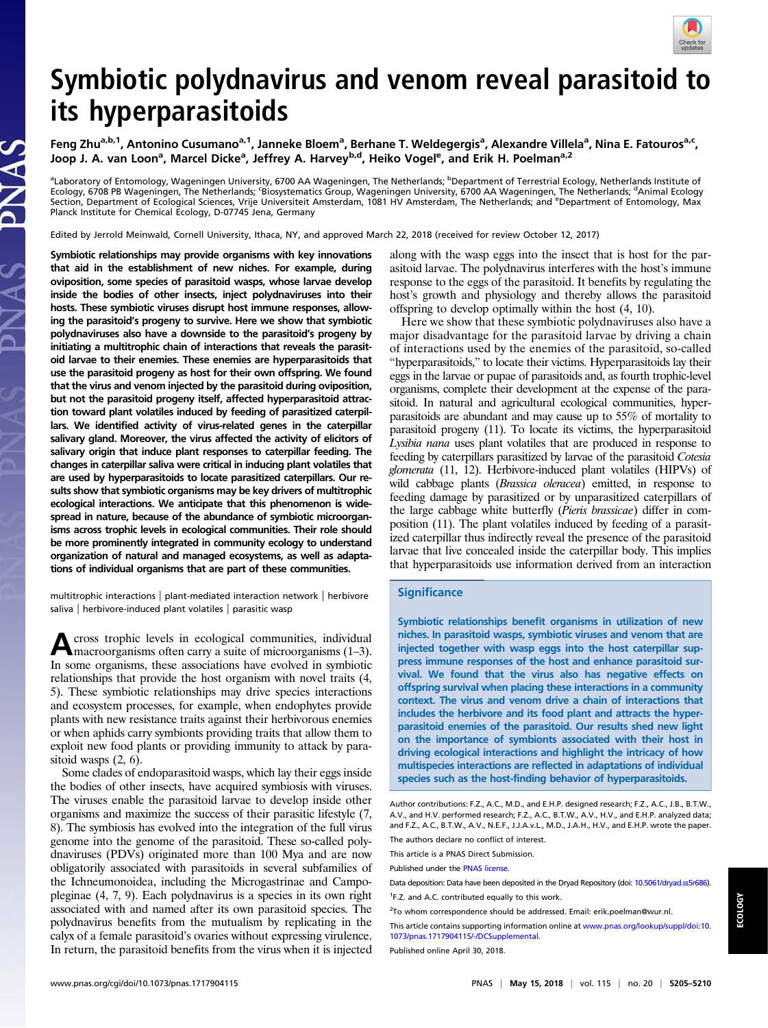# Symbiotic polydnavirus and venom reveal parasitoid to its hyperparasitoids

Feng Zhu[a,b,1], Antonino Cusumano[a,1], Janneke Bloem[a], Berhane T. Weldegergis[a], Alexandre Villela[a], Nina E. Fatouros[a,c], Joop J. A. van Loon[a], Marcel Dicke[a], Jeffrey A. Harvey[b,d], Heiko Vogel[e], and Erik H. Poelman[a,2]

[a]Laboratory of Entomology, Wageningen University, 6700 AA Wageningen, The Netherlands; [b]Department of Terrestrial Ecology, Netherlands Institute of Ecology, 6708 PB Wageningen, The Netherlands; [c]Biosystematics Group, Wageningen University, 6700 AA Wageningen, The Netherlands; [d]Animal Ecology Section, Department of Ecological Sciences, Vrije Universiteit Amsterdam, 1081 HV Amsterdam, The Netherlands; and [e]Department of Entomology, Max Planck Institute for Chemical Ecology, D-07745 Jena, Germany

Edited by Jerrold Meinwald, Cornell University, Ithaca, NY, and approved March 22, 2018 (received for review October 12, 2017)

**Symbiotic relationships may provide organisms with key innovations that aid in the establishment of new niches. For example, during oviposition, some species of parasitoid wasps, whose larvae develop inside the bodies of other insects, inject polydnaviruses into their hosts. These symbiotic viruses disrupt host immune responses, allowing the parasitoid's progeny to survive. Here we show that symbiotic polydnaviruses also have a downside to the parasitoid's progeny by initiating a multitrophic chain of interactions that reveals the parasitoid larvae to their enemies. These enemies are hyperparasitoids that use the parasitoid progeny as host for their own offspring. We found that the virus and venom injected by the parasitoid during oviposition, but not the parasitoid progeny itself, affected hyperparasitoid attraction toward plant volatiles induced by feeding of parasitized caterpillars. We identified activity of virus-related genes in the caterpillar salivary gland. Moreover, the virus affected the activity of elicitors of salivary origin that induce plant responses to caterpillar feeding. The changes in caterpillar saliva were critical in inducing plant volatiles that are used by hyperparasitoids to locate parasitized caterpillars. Our results show that symbiotic organisms may be key drivers of multitrophic ecological interactions. We anticipate that this phenomenon is widespread in nature, because of the abundance of symbiotic microorganisms across trophic levels in ecological communities. Their role should be more prominently integrated in community ecology to understand organization of natural and managed ecosystems, as well as adaptations of individual organisms that are part of these communities.**

multitrophic interactions | plant-mediated interaction network | herbivore saliva | herbivore-induced plant volatiles | parasitic wasp

Across trophic levels in ecological communities, individual macroorganisms often carry a suite of microorganisms (1–3). In some organisms, these associations have evolved in symbiotic relationships that provide the host organism with novel traits (4, 5). These symbiotic relationships may drive species interactions and ecosystem processes, for example, when endophytes provide plants with new resistance traits against their herbivorous enemies or when aphids carry symbionts providing traits that allow them to exploit new food plants or providing immunity to attack by parasitoid wasps (2, 6).

Some clades of endoparasitoid wasps, which lay their eggs inside the bodies of other insects, have acquired symbiosis with viruses. The viruses enable the parasitoid larvae to develop inside other organisms and maximize the success of their parasitic lifestyle (7, 8). The symbiosis has evolved into the integration of the full virus genome into the genome of the parasitoid. These so-called polydnaviruses (PDVs) originated more than 100 Mya and are now obligatorily associated with parasitoids in several subfamilies of the Ichneumonoidea, including the Microgastrinae and Campopleginae (4, 7, 9). Each polydnavirus is a species in its own right associated with and named after its own parasitoid species. The polydnavirus benefits from the mutualism by replicating in the calyx of a female parasitoid's ovaries without expressing virulence. In return, the parasitoid benefits from the virus when it is injected along with the wasp eggs into the insect that is host for the parasitoid larvae. The polydnavirus interferes with the host's immune response to the eggs of the parasitoid. It benefits by regulating the host's growth and physiology and thereby allows the parasitoid offspring to develop optimally within the host (4, 10).

Here we show that these symbiotic polydnaviruses also have a major disadvantage for the parasitoid larvae by driving a chain of interactions used by the enemies of the parasitoid, so-called "hyperparasitoids," to locate their victims. Hyperparasitoids lay their eggs in the larvae or pupae of parasitoids and, as fourth trophic-level organisms, complete their development at the expense of the parasitoid. In natural and agricultural ecological communities, hyperparasitoids are abundant and may cause up to 55% of mortality to parasitoid progeny (11). To locate its victims, the hyperparasitoid *Lysibia nana* uses plant volatiles that are produced in response to feeding by caterpillars parasitized by larvae of the parasitoid *Cotesia glomerata* (11, 12). Herbivore-induced plant volatiles (HIPVs) of wild cabbage plants (*Brassica oleracea*) emitted, in response to feeding damage by parasitized or by unparasitized caterpillars of the large cabbage white butterfly (*Pieris brassicae*) differ in composition (11). The plant volatiles induced by feeding of a parasitized caterpillar thus indirectly reveal the presence of the parasitoid larvae that live concealed inside the caterpillar body. This implies that hyperparasitoids use information derived from an interaction

## Significance

Symbiotic relationships benefit organisms in utilization of new niches. In parasitoid wasps, symbiotic viruses and venom that are injected together with wasp eggs into the host caterpillar suppress immune responses of the host and enhance parasitoid survival. We found that the virus also has negative effects on offspring survival when placing these interactions in a community context. The virus and venom drive a chain of interactions that includes the herbivore and its food plant and attracts the hyperparasitoid enemies of the parasitoid. Our results shed new light on the importance of symbionts associated with their host in driving ecological interactions and highlight the intricacy of how multispecies interactions are reflected in adaptations of individual species such as the host-finding behavior of hyperparasitoids.

Author contributions: F.Z., A.C., M.D., and E.H.P. designed research; F.Z., A.C., J.B., B.T.W., A.V., and H.V. performed research; F.Z., A.C., B.T.W., A.V., H.V., and E.H.P. analyzed data; and F.Z., A.C., B.T.W., A.V., N.E.F., J.J.A.v.L., M.D., J.A.H., H.V., and E.H.P. wrote the paper.

The authors declare no conflict of interest.

This article is a PNAS Direct Submission.

Published under the PNAS license.

Data deposition: Data have been deposited in the Dryad Repository (doi: 10.5061/dryad.ss5r686).

[1]F.Z. and A.C. contributed equally to this work.

[2]To whom correspondence should be addressed. Email: erik.poelman@wur.nl.

This article contains supporting information online at www.pnas.org/lookup/suppl/doi:10.1073/pnas.1717904115/-/DCSupplemental.

Published online April 30, 2018.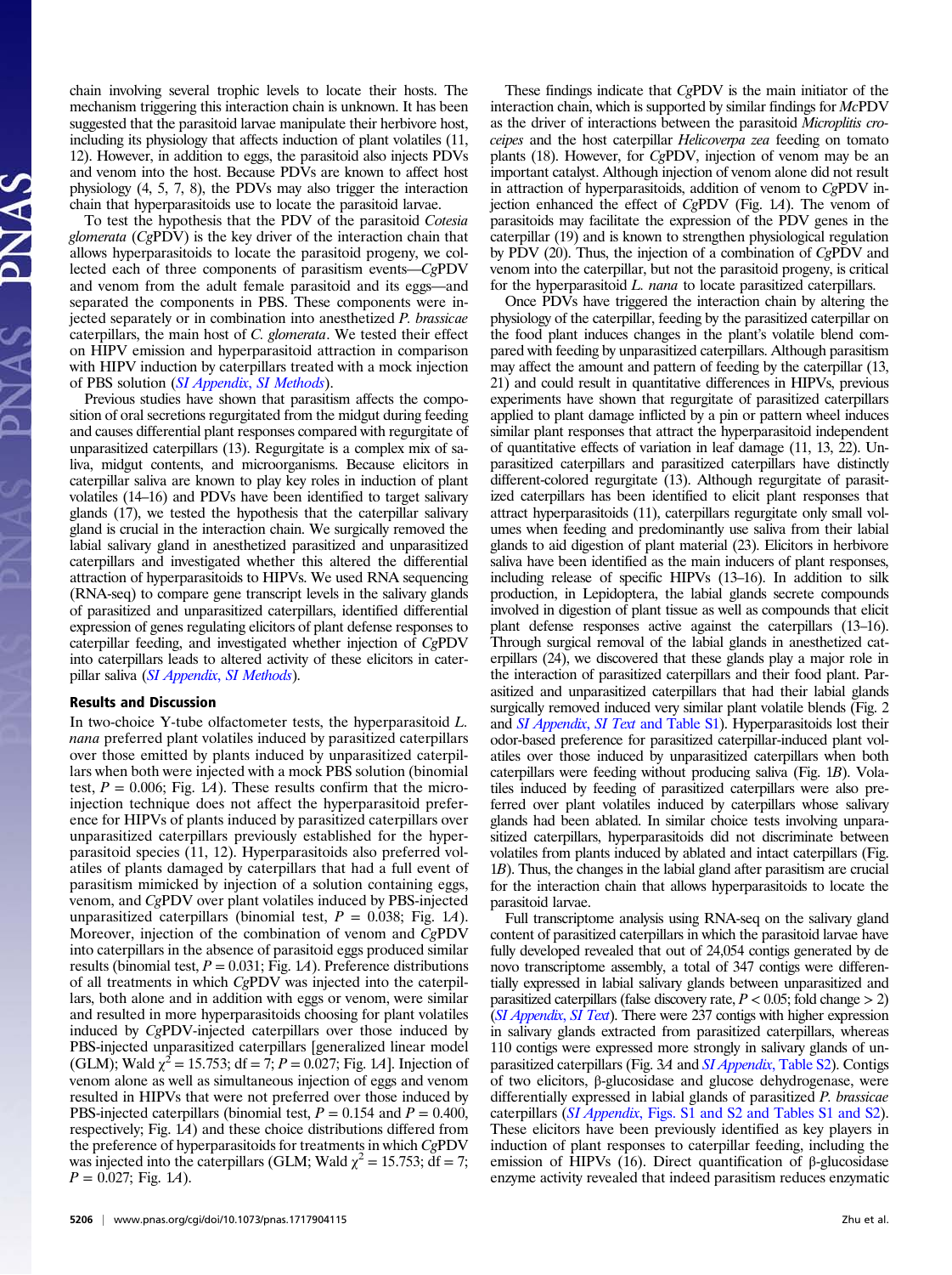chain involving several trophic levels to locate their hosts. The mechanism triggering this interaction chain is unknown. It has been suggested that the parasitoid larvae manipulate their herbivore host, including its physiology that affects induction of plant volatiles (11, 12). However, in addition to eggs, the parasitoid also injects PDVs and venom into the host. Because PDVs are known to affect host physiology (4, 5, 7, 8), the PDVs may also trigger the interaction chain that hyperparasitoids use to locate the parasitoid larvae.

To test the hypothesis that the PDV of the parasitoid *Cotesia glomerata* (*Cg*PDV) is the key driver of the interaction chain that allows hyperparasitoids to locate the parasitoid progeny, we collected each of three components of parasitism events—*Cg*PDV and venom from the adult female parasitoid and its eggs—and separated the components in PBS. These components were injected separately or in combination into anesthetized *P. brassicae* caterpillars, the main host of *C. glomerata*. We tested their effect on HIPV emission and hyperparasitoid attraction in comparison with HIPV induction by caterpillars treated with a mock injection of PBS solution (*SI Appendix*, *SI Methods*).

Previous studies have shown that parasitism affects the composition of oral secretions regurgitated from the midgut during feeding and causes differential plant responses compared with regurgitate of unparasitized caterpillars (13). Regurgitate is a complex mix of saliva, midgut contents, and microorganisms. Because elicitors in caterpillar saliva are known to play key roles in induction of plant volatiles (14–16) and PDVs have been identified to target salivary glands (17), we tested the hypothesis that the caterpillar salivary gland is crucial in the interaction chain. We surgically removed the labial salivary gland in anesthetized parasitized and unparasitized caterpillars and investigated whether this altered the differential attraction of hyperparasitoids to HIPVs. We used RNA sequencing (RNA-seq) to compare gene transcript levels in the salivary glands of parasitized and unparasitized caterpillars, identified differential expression of genes regulating elicitors of plant defense responses to caterpillar feeding, and investigated whether injection of *Cg*PDV into caterpillars leads to altered activity of these elicitors in caterpillar saliva (*SI Appendix*, *SI Methods*).

## Results and Discussion

In two-choice Y-tube olfactometer tests, the hyperparasitoid *L. nana* preferred plant volatiles induced by parasitized caterpillars over those emitted by plants induced by unparasitized caterpillars when both were injected with a mock PBS solution (binomial test, $P = 0.006$; Fig. 1*A*). These results confirm that the microinjection technique does not affect the hyperparasitoid preference for HIPVs of plants induced by parasitized caterpillars over unparasitized caterpillars previously established for the hyperparasitoid species (11, 12). Hyperparasitoids also preferred volatiles of plants damaged by caterpillars that had a full event of parasitism mimicked by injection of a solution containing eggs, venom, and *Cg*PDV over plant volatiles induced by PBS-injected unparasitized caterpillars (binomial test, $P = 0.038$; Fig. 1*A*). Moreover, injection of the combination of venom and *Cg*PDV into caterpillars in the absence of parasitoid eggs produced similar results (binomial test, $P = 0.031$; Fig. 1*A*). Preference distributions of all treatments in which *Cg*PDV was injected into the caterpillars, both alone and in addition with eggs or venom, were similar and resulted in more hyperparasitoids choosing for plant volatiles induced by *Cg*PDV-injected caterpillars over those induced by PBS-injected unparasitized caterpillars [generalized linear model (GLM); Wald $\chi^2 = 15.753$; df = 7; $P = 0.027$; Fig. 1*A*]. Injection of venom alone as well as simultaneous injection of eggs and venom resulted in HIPVs that were not preferred over those induced by PBS-injected caterpillars (binomial test, $P = 0.154$ and $P = 0.400$, respectively; Fig. 1*A*) and these choice distributions differed from the preference of hyperparasitoids for treatments in which *Cg*PDV was injected into the caterpillars (GLM; Wald $\chi^2 = 15.753$; df = 7; $P = 0.027$; Fig. 1*A*).

These findings indicate that *Cg*PDV is the main initiator of the interaction chain, which is supported by similar findings for *Mc*PDV as the driver of interactions between the parasitoid *Microplitis croceipes* and the host caterpillar *Helicoverpa zea* feeding on tomato plants (18). However, for *Cg*PDV, injection of venom may be an important catalyst. Although injection of venom alone did not result in attraction of hyperparasitoids, addition of venom to *Cg*PDV injection enhanced the effect of *Cg*PDV (Fig. 1*A*). The venom of parasitoids may facilitate the expression of the PDV genes in the caterpillar (19) and is known to strengthen physiological regulation by PDV (20). Thus, the injection of a combination of *Cg*PDV and venom into the caterpillar, but not the parasitoid progeny, is critical for the hyperparasitoid *L. nana* to locate parasitized caterpillars.

Once PDVs have triggered the interaction chain by altering the physiology of the caterpillar, feeding by the parasitized caterpillar on the food plant induces changes in the plant's volatile blend compared with feeding by unparasitized caterpillars. Although parasitism may affect the amount and pattern of feeding by the caterpillar (13, 21) and could result in quantitative differences in HIPVs, previous experiments have shown that regurgitate of parasitized caterpillars applied to plant damage inflicted by a pin or pattern wheel induces similar plant responses that attract the hyperparasitoid independent of quantitative effects of variation in leaf damage (11, 13, 22). Unparasitized caterpillars and parasitized caterpillars have distinctly different-colored regurgitate (13). Although regurgitate of parasitized caterpillars has been identified to elicit plant responses that attract hyperparasitoids (11), caterpillars regurgitate only small volumes when feeding and predominantly use saliva from their labial glands to aid digestion of plant material (23). Elicitors in herbivore saliva have been identified as the main inducers of plant responses, including release of specific HIPVs (13–16). In addition to silk production, in Lepidoptera, the labial glands secrete compounds involved in digestion of plant tissue as well as compounds that elicit plant defense responses active against the caterpillars (13–16). Through surgical removal of the labial glands in anesthetized caterpillars (24), we discovered that these glands play a major role in the interaction of parasitized caterpillars and their food plant. Parasitized and unparasitized caterpillars that had their labial glands surgically removed induced very similar plant volatile blends (Fig. 2 and *SI Appendix*, *SI Text* and Table S1). Hyperparasitoids lost their odor-based preference for parasitized caterpillar-induced plant volatiles over those induced by unparasitized caterpillars when both caterpillars were feeding without producing saliva (Fig. 1*B*). Volatiles induced by feeding of parasitized caterpillars were also preferred over plant volatiles induced by caterpillars whose salivary glands had been ablated. In similar choice tests involving unparasitized caterpillars, hyperparasitoids did not discriminate between volatiles from plants induced by ablated and intact caterpillars (Fig. 1*B*). Thus, the changes in the labial gland after parasitism are crucial for the interaction chain that allows hyperparasitoids to locate the parasitoid larvae.

Full transcriptome analysis using RNA-seq on the salivary gland content of parasitized caterpillars in which the parasitoid larvae have fully developed revealed that out of 24,054 contigs generated by de novo transcriptome assembly, a total of 347 contigs were differentially expressed in labial salivary glands between unparasitized and parasitized caterpillars (false discovery rate, $P < 0.05$; fold change > 2) (*SI Appendix*, *SI Text*). There were 237 contigs with higher expression in salivary glands extracted from parasitized caterpillars, whereas 110 contigs were expressed more strongly in salivary glands of unparasitized caterpillars (Fig. 3*A* and *SI Appendix*, Table S2). Contigs of two elicitors, β-glucosidase and glucose dehydrogenase, were differentially expressed in labial glands of parasitized *P. brassicae* caterpillars (*SI Appendix*, Figs. S1 and S2 and Tables S1 and S2). These elicitors have been previously identified as key players in induction of plant responses to caterpillar feeding, including the emission of HIPVs (16). Direct quantification of β-glucosidase enzyme activity revealed that indeed parasitism reduces enzymatic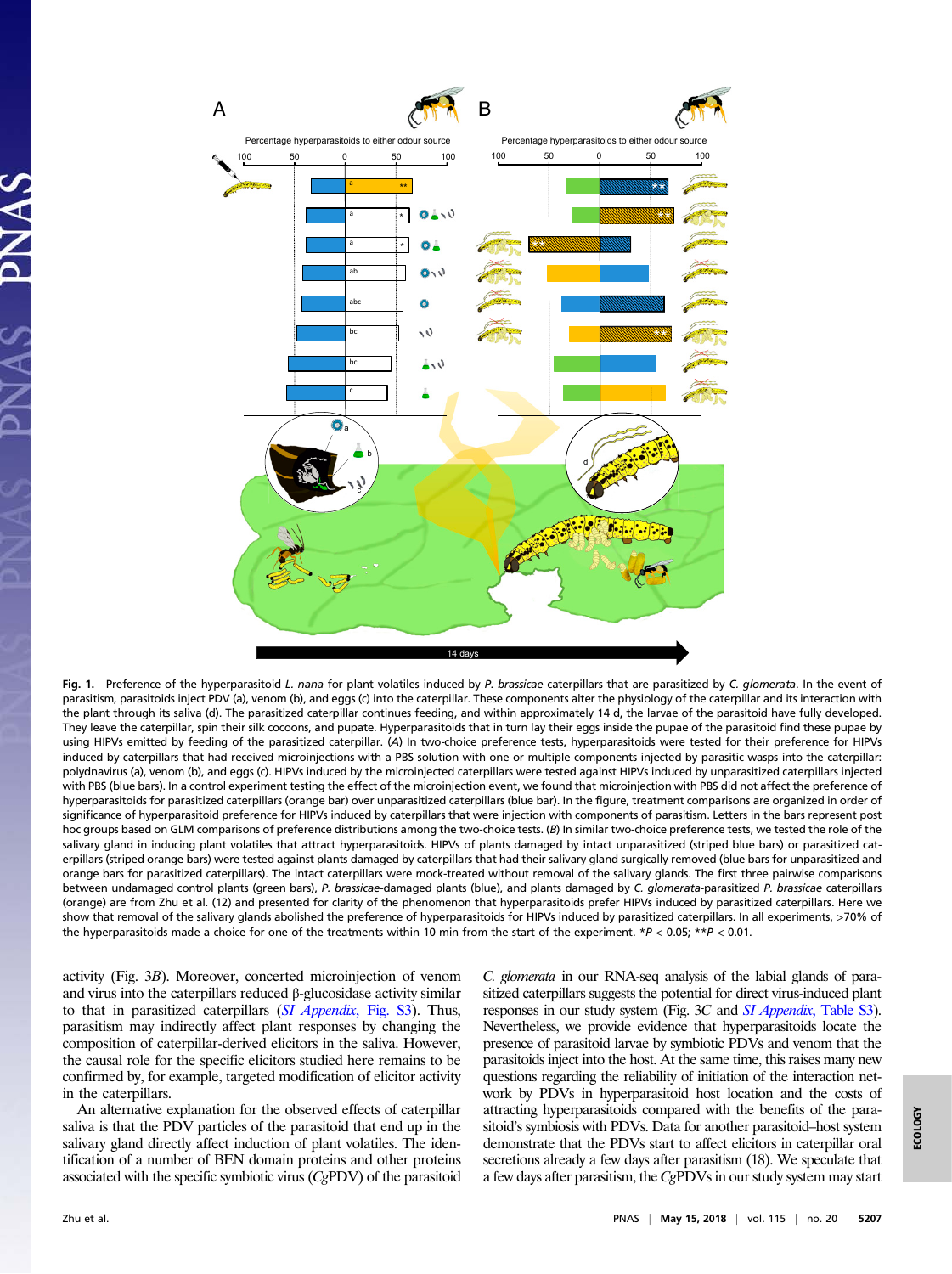A

Percentage hyperparasitoids to either odour source

100 50 0 50 100

a **

a *

a *

ab

abc

bc

bc

c

B

Percentage hyperparasitoids to either odour source

100 50 0 50 100

**

**

**

**

a

b

c

d

14 days

**Fig. 1.** Preference of the hyperparasitoid *L. nana* for plant volatiles induced by *P. brassicae* caterpillars that are parasitized by *C. glomerata*. In the event of parasitism, parasitoids inject PDV (a), venom (b), and eggs (c) into the caterpillar. These components alter the physiology of the caterpillar and its interaction with the plant through its saliva (d). The parasitized caterpillar continues feeding, and within approximately 14 d, the larvae of the parasitoid have fully developed. They leave the caterpillar, spin their silk cocoons, and pupate. Hyperparasitoids that in turn lay their eggs inside the pupae of the parasitoid find these pupae by using HIPVs emitted by feeding of the parasitized caterpillar. (*A*) In two-choice preference tests, hyperparasitoids were tested for their preference for HIPVs induced by caterpillars that had received microinjections with a PBS solution with one or multiple components injected by parasitic wasps into the caterpillar: polydnavirus (a), venom (b), and eggs (c). HIPVs induced by the microinjected caterpillars were tested against HIPVs induced by unparasitized caterpillars injected with PBS (blue bars). In a control experiment testing the effect of the microinjection event, we found that microinjection with PBS did not affect the preference of hyperparasitoids for parasitized caterpillars (orange bar) over unparasitized caterpillars (blue bar). In the figure, treatment comparisons are organized in order of significance of hyperparasitoid preference for HIPVs induced by caterpillars that were injection with components of parasitism. Letters in the bars represent post hoc groups based on GLM comparisons of preference distributions among the two-choice tests. (*B*) In similar two-choice preference tests, we tested the role of the salivary gland in inducing plant volatiles that attract hyperparasitoids. HIPVs of plants damaged by intact unparasitized (striped blue bars) or parasitized caterpillars (striped orange bars) were tested against plants damaged by caterpillars that had their salivary gland surgically removed (blue bars for unparasitized and orange bars for parasitized caterpillars). The intact caterpillars were mock-treated without removal of the salivary glands. The first three pairwise comparisons between undamaged control plants (green bars), *P. brassicae*-damaged plants (blue), and plants damaged by *C. glomerata*-parasitized *P. brassicae* caterpillars (orange) are from Zhu et al. (12) and presented for clarity of the phenomenon that hyperparasitoids prefer HIPVs induced by parasitized caterpillars. Here we show that removal of the salivary glands abolished the preference of hyperparasitoids for HIPVs induced by parasitized caterpillars. In all experiments, >70% of the hyperparasitoids made a choice for one of the treatments within 10 min from the start of the experiment. $^{*}P < 0.05$; $^{**}P < 0.01$.

activity (Fig. 3*B*). Moreover, concerted microinjection of venom and virus into the caterpillars reduced β-glucosidase activity similar to that in parasitized caterpillars (*SI Appendix*, Fig. S3). Thus, parasitism may indirectly affect plant responses by changing the composition of caterpillar-derived elicitors in the saliva. However, the causal role for the specific elicitors studied here remains to be confirmed by, for example, targeted modification of elicitor activity in the caterpillars.

An alternative explanation for the observed effects of caterpillar saliva is that the PDV particles of the parasitoid that end up in the salivary gland directly affect induction of plant volatiles. The identification of a number of BEN domain proteins and other proteins associated with the specific symbiotic virus (*Cg*PDV) of the parasitoid *C. glomerata* in our RNA-seq analysis of the labial glands of parasitized caterpillars suggests the potential for direct virus-induced plant responses in our study system (Fig. 3*C* and *SI Appendix*, Table S3). Nevertheless, we provide evidence that hyperparasitoids locate the presence of parasitoid larvae by symbiotic PDVs and venom that the parasitoids inject into the host. At the same time, this raises many new questions regarding the reliability of initiation of the interaction network by PDVs in hyperparasitoid host location and the costs of attracting hyperparasitoids compared with the benefits of the parasitoid's symbiosis with PDVs. Data for another parasitoid–host system demonstrate that the PDVs start to affect elicitors in caterpillar oral secretions already a few days after parasitism (18). We speculate that a few days after parasitism, the *Cg*PDVs in our study system may start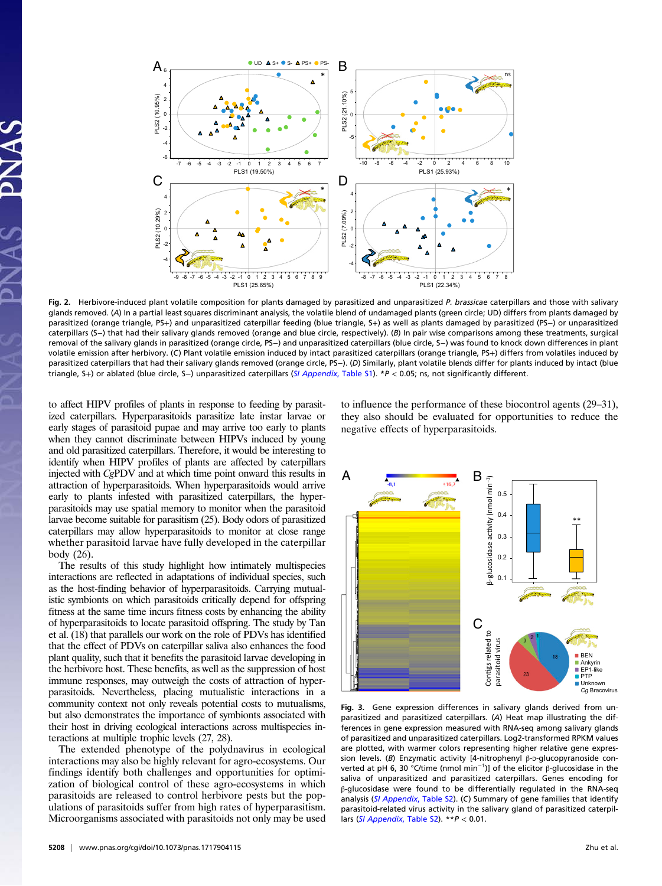**Fig. 2.** Herbivore-induced plant volatile composition for plants damaged by parasitized and unparasitized *P. brassicae* caterpillars and those with salivary glands removed. (*A*) In a partial least squares discriminant analysis, the volatile blend of undamaged plants (green circle; UD) differs from plants damaged by parasitized (orange triangle, PS+) and unparasitized caterpillar feeding (blue triangle, S+) as well as plants damaged by parasitized (PS−) or unparasitized caterpillars (S−) that had their salivary glands removed (orange and blue circle, respectively). (*B*) In pair wise comparisons among these treatments, surgical removal of the salivary glands in parasitized (orange circle, PS−) and unparasitized caterpillars (blue circle, S−) was found to knock down differences in plant volatile emission after herbivory. (*C*) Plant volatile emission induced by intact parasitized caterpillars (orange triangle, PS+) differs from volatiles induced by parasitized caterpillars that had their salivary glands removed (orange circle, PS−). (*D*) Similarly, plant volatile blends differ for plants induced by intact (blue triangle, S+) or ablated (blue circle, S−) unparasitized caterpillars (*SI Appendix*, Table S1). \**P* < 0.05; ns, not significantly different.

to affect HIPV profiles of plants in response to feeding by parasitized caterpillars. Hyperparasitoids parasitize late instar larvae or early stages of parasitoid pupae and may arrive too early to plants when they cannot discriminate between HIPVs induced by young and old parasitized caterpillars. Therefore, it would be interesting to identify when HIPV profiles of plants are affected by caterpillars injected with *Cg*PDV and at which time point onward this results in attraction of hyperparasitoids. When hyperparasitoids would arrive early to plants infested with parasitized caterpillars, the hyperparasitoids may use spatial memory to monitor when the parasitoid larvae become suitable for parasitism (25). Body odors of parasitized caterpillars may allow hyperparasitoids to monitor at close range whether parasitoid larvae have fully developed in the caterpillar body (26).

The results of this study highlight how intimately multispecies interactions are reflected in adaptations of individual species, such as the host-finding behavior of hyperparasitoids. Carrying mutualistic symbionts on which parasitoids critically depend for offspring fitness at the same time incurs fitness costs by enhancing the ability of hyperparasitoids to locate parasitoid offspring. The study by Tan et al. (18) that parallels our work on the role of PDVs has identified that the effect of PDVs on caterpillar saliva also enhances the food plant quality, such that it benefits the parasitoid larvae developing in the herbivore host. These benefits, as well as the suppression of host immune responses, may outweigh the costs of attraction of hyperparasitoids. Nevertheless, placing mutualistic interactions in a community context not only reveals potential costs to mutualisms, but also demonstrates the importance of symbionts associated with their host in driving ecological interactions across multispecies interactions at multiple trophic levels (27, 28).

The extended phenotype of the polydnavirus in ecological interactions may also be highly relevant for agro-ecosystems. Our findings identify both challenges and opportunities for optimization of biological control of these agro-ecosystems in which parasitoids are released to control herbivore pests but the populations of parasitoids suffer from high rates of hyperparasitism. Microorganisms associated with parasitoids not only may be used to influence the performance of these biocontrol agents (29–31), they also should be evaluated for opportunities to reduce the negative effects of hyperparasitoids.

**Fig. 3.** Gene expression differences in salivary glands derived from unparasitized and parasitized caterpillars. (*A*) Heat map illustrating the differences in gene expression measured with RNA-seq among salivary glands of parasitized and unparasitized caterpillars. Log2-transformed RPKM values are plotted, with warmer colors representing higher relative gene expression levels. (*B*) Enzymatic activity [4-nitrophenyl β-D-glucopyranoside converted at pH 6, 30 °C/time (nmol $min^{-1}$)] of the elicitor β-glucosidase in the saliva of unparasitized and parasitized caterpillars. Genes encoding for β-glucosidase were found to be differentially regulated in the RNA-seq analysis (*SI Appendix*, Table S2). (*C*) Summary of gene families that identify parasitoid-related virus activity in the salivary gland of parasitized caterpillars (*SI Appendix*, Table S2). \*\**P* < 0.01.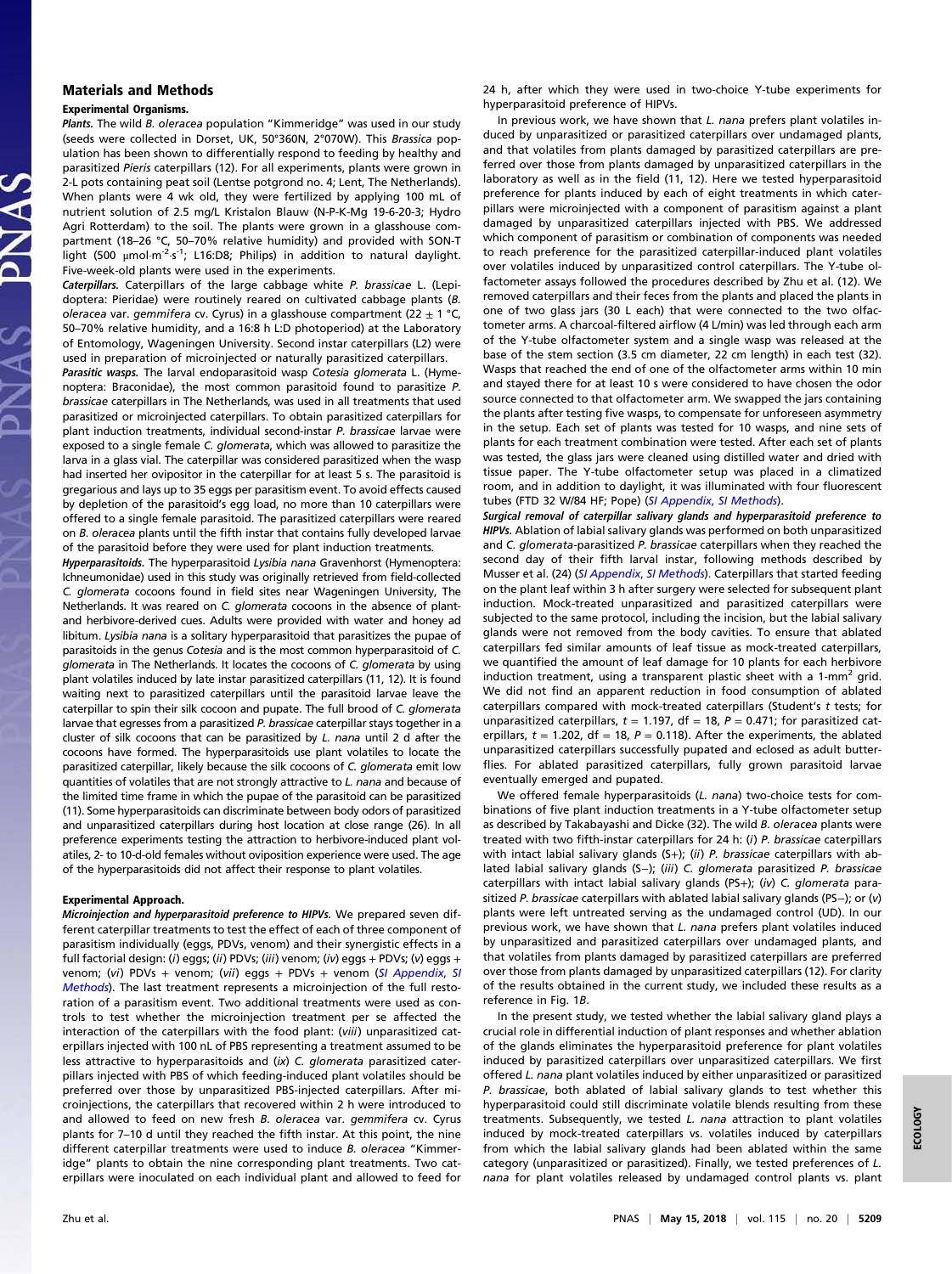## Materials and Methods

### Experimental Organisms.

***Plants.*** The wild *B. oleracea* population "Kimmeridge" was used in our study (seeds were collected in Dorset, UK, 50°360N, 2°070W). This *Brassica* population has been shown to differentially respond to feeding by healthy and parasitized *Pieris* caterpillars (12). For all experiments, plants were grown in 2-L pots containing peat soil (Lentse potgrond no. 4; Lent, The Netherlands). When plants were 4 wk old, they were fertilized by applying 100 mL of nutrient solution of 2.5 mg/L Kristalon Blauw (N-P-K-Mg 19-6-20-3; Hydro Agri Rotterdam) to the soil. The plants were grown in a glasshouse compartment (18–26 °C, 50–70% relative humidity) and provided with SON-T light (500 $\mu mol \cdot m^{-2} \cdot s^{-1}$; L16:D8; Philips) in addition to natural daylight. Five-week-old plants were used in the experiments.

***Caterpillars.*** Caterpillars of the large cabbage white *P. brassicae* L. (Lepidoptera: Pieridae) were routinely reared on cultivated cabbage plants (*B. oleracea* var. *gemmifera* cv. Cyrus) in a glasshouse compartment (22 ± 1 °C, 50–70% relative humidity, and a 16:8 h L:D photoperiod) at the Laboratory of Entomology, Wageningen University. Second instar caterpillars (L2) were used in preparation of microinjected or naturally parasitized caterpillars.

***Parasitic wasps.*** The larval endoparasitoid wasp *Cotesia glomerata* L. (Hymenoptera: Braconidae), the most common parasitoid found to parasitize *P. brassicae* caterpillars in The Netherlands, was used in all treatments that used parasitized or microinjected caterpillars. To obtain parasitized caterpillars for plant induction treatments, individual second-instar *P. brassicae* larvae were exposed to a single female *C. glomerata*, which was allowed to parasitize the larva in a glass vial. The caterpillar was considered parasitized when the wasp had inserted her ovipositor in the caterpillar for at least 5 s. The parasitoid is gregarious and lays up to 35 eggs per parasitism event. To avoid effects caused by depletion of the parasitoid's egg load, no more than 10 caterpillars were offered to a single female parasitoid. The parasitized caterpillars were reared on *B. oleracea* plants until the fifth instar that contains fully developed larvae of the parasitoid before they were used for plant induction treatments.

***Hyperparasitoids.*** The hyperparasitoid *Lysibia nana* Gravenhorst (Hymenoptera: Ichneumonidae) used in this study was originally retrieved from field-collected *C. glomerata* cocoons found in field sites near Wageningen University, The Netherlands. It was reared on *C. glomerata* cocoons in the absence of plant- and herbivore-derived cues. Adults were provided with water and honey ad libitum. *Lysibia nana* is a solitary hyperparasitoid that parasitizes the pupae of parasitoids in the genus *Cotesia* and is the most common hyperparasitoid of *C. glomerata* in The Netherlands. It locates the cocoons of *C. glomerata* by using plant volatiles induced by late instar parasitized caterpillars (11, 12). It is found waiting next to parasitized caterpillars until the parasitoid larvae leave the caterpillar to spin their silk cocoon and pupate. The full brood of *C. glomerata* larvae that egresses from a parasitized *P. brassicae* caterpillar stays together in a cluster of silk cocoons that can be parasitized by *L. nana* until 2 d after the cocoons have formed. The hyperparasitoids use plant volatiles to locate the parasitized caterpillar, likely because the silk cocoons of *C. glomerata* emit low quantities of volatiles that are not strongly attractive to *L. nana* and because of the limited time frame in which the pupae of the parasitoid can be parasitized (11). Some hyperparasitoids can discriminate between body odors of parasitized and unparasitized caterpillars during host location at close range (26). In all preference experiments testing the attraction to herbivore-induced plant volatiles, 2- to 10-d-old females without oviposition experience were used. The age of the hyperparasitoids did not affect their response to plant volatiles.

### Experimental Approach.

***Microinjection and hyperparasitoid preference to HIPVs.*** We prepared seven different caterpillar treatments to test the effect of each of three component of parasitism individually (eggs, PDVs, venom) and their synergistic effects in a full factorial design: (*i*) eggs; (*ii*) PDVs; (*iii*) venom; (*iv*) eggs + PDVs; (*v*) eggs + venom; (*vi*) PDVs + venom; (*vii*) eggs + PDVs + venom (*SI Appendix*, *SI Methods*). The last treatment represents a microinjection of the full restoration of a parasitism event. Two additional treatments were used as controls to test whether the microinjection treatment per se affected the interaction of the caterpillars with the food plant: (*viii*) unparasitized caterpillars injected with 100 nL of PBS representing a treatment assumed to be less attractive to hyperparasitoids and (*ix*) *C. glomerata* parasitized caterpillars injected with PBS of which feeding-induced plant volatiles should be preferred over those by unparasitized PBS-injected caterpillars. After microinjections, the caterpillars that recovered within 2 h were introduced to and allowed to feed on new fresh *B. oleracea* var. *gemmifera* cv. Cyrus plants for 7–10 d until they reached the fifth instar. At this point, the nine different caterpillar treatments were used to induce *B. oleracea* "Kimmeridge" plants to obtain the nine corresponding plant treatments. Two caterpillars were inoculated on each individual plant and allowed to feed for 24 h, after which they were used in two-choice Y-tube experiments for hyperparasitoid preference of HIPVs.

In previous work, we have shown that *L. nana* prefers plant volatiles induced by unparasitized or parasitized caterpillars over undamaged plants, and that volatiles from plants damaged by parasitized caterpillars are preferred over those from plants damaged by unparasitized caterpillars in the laboratory as well as in the field (11, 12). Here we tested hyperparasitoid preference for plants induced by each of eight treatments in which caterpillars were microinjected with a component of parasitism against a plant damaged by unparasitized caterpillars injected with PBS. We addressed which component of parasitism or combination of components was needed to reach preference for the parasitized caterpillar-induced plant volatiles over volatiles induced by unparasitized control caterpillars. The Y-tube olfactometer assays followed the procedures described by Zhu et al. (12). We removed caterpillars and their feces from the plants and placed the plants in one of two glass jars (30 L each) that were connected to the two olfactometer arms. A charcoal-filtered airflow (4 L/min) was led through each arm of the Y-tube olfactometer system and a single wasp was released at the base of the stem section (3.5 cm diameter, 22 cm length) in each test (32). Wasps that reached the end of one of the olfactometer arms within 10 min and stayed there for at least 10 s were considered to have chosen the odor source connected to that olfactometer arm. We swapped the jars containing the plants after testing five wasps, to compensate for unforeseen asymmetry in the setup. Each set of plants was tested for 10 wasps, and nine sets of plants for each treatment combination were tested. After each set of plants was tested, the glass jars were cleaned using distilled water and dried with tissue paper. The Y-tube olfactometer setup was placed in a climatized room, and in addition to daylight, it was illuminated with four fluorescent tubes (FTD 32 W/84 HF; Pope) (*SI Appendix*, *SI Methods*).

***Surgical removal of caterpillar salivary glands and hyperparasitoid preference to HIPVs.*** Ablation of labial salivary glands was performed on both unparasitized and *C. glomerata*-parasitized *P. brassicae* caterpillars when they reached the second day of their fifth larval instar, following methods described by Musser et al. (24) (*SI Appendix*, *SI Methods*). Caterpillars that started feeding on the plant leaf within 3 h after surgery were selected for subsequent plant induction. Mock-treated unparasitized and parasitized caterpillars were subjected to the same protocol, including the incision, but the labial salivary glands were not removed from the body cavities. To ensure that ablated caterpillars fed similar amounts of leaf tissue as mock-treated caterpillars, we quantified the amount of leaf damage for 10 plants for each herbivore induction treatment, using a transparent plastic sheet with a 1-$mm^2$ grid. We did not find an apparent reduction in food consumption of ablated caterpillars compared with mock-treated caterpillars (Student's *t* tests; for unparasitized caterpillars, $t = 1.197$, df = 18, $P = 0.471$; for parasitized caterpillars, $t = 1.202$, df = 18, $P = 0.118$). After the experiments, the ablated unparasitized caterpillars successfully pupated and eclosed as adult butterflies. For ablated parasitized caterpillars, fully grown parasitoid larvae eventually emerged and pupated.

We offered female hyperparasitoids (*L. nana*) two-choice tests for combinations of five plant induction treatments in a Y-tube olfactometer setup as described by Takabayashi and Dicke (32). The wild *B. oleracea* plants were treated with two fifth-instar caterpillars for 24 h: (*i*) *P. brassicae* caterpillars with intact labial salivary glands (S+); (*ii*) *P. brassicae* caterpillars with ablated labial salivary glands (S−); (*iii*) *C. glomerata* parasitized *P. brassicae* caterpillars with intact labial salivary glands (PS+); (*iv*) *C. glomerata* parasitized *P. brassicae* caterpillars with ablated labial salivary glands (PS−); or (*v*) plants were left untreated serving as the undamaged control (UD). In our previous work, we have shown that *L. nana* prefers plant volatiles induced by unparasitized and parasitized caterpillars over undamaged plants, and that volatiles from plants damaged by parasitized caterpillars are preferred over those from plants damaged by unparasitized caterpillars (12). For clarity of the results obtained in the current study, we included these results as a reference in Fig. 1*B*.

In the present study, we tested whether the labial salivary gland plays a crucial role in differential induction of plant responses and whether ablation of the glands eliminates the hyperparasitoid preference for plant volatiles induced by parasitized caterpillars over unparasitized caterpillars. We first offered *L. nana* plant volatiles induced by either unparasitized or parasitized *P. brassicae*, both ablated of labial salivary glands to test whether this hyperparasitoid could still discriminate volatile blends resulting from these treatments. Subsequently, we tested *L. nana* attraction to plant volatiles induced by mock-treated caterpillars vs. volatiles induced by caterpillars from which the labial salivary glands had been ablated within the same category (unparasitized or parasitized). Finally, we tested preferences of *L. nana* for plant volatiles released by undamaged control plants vs. plant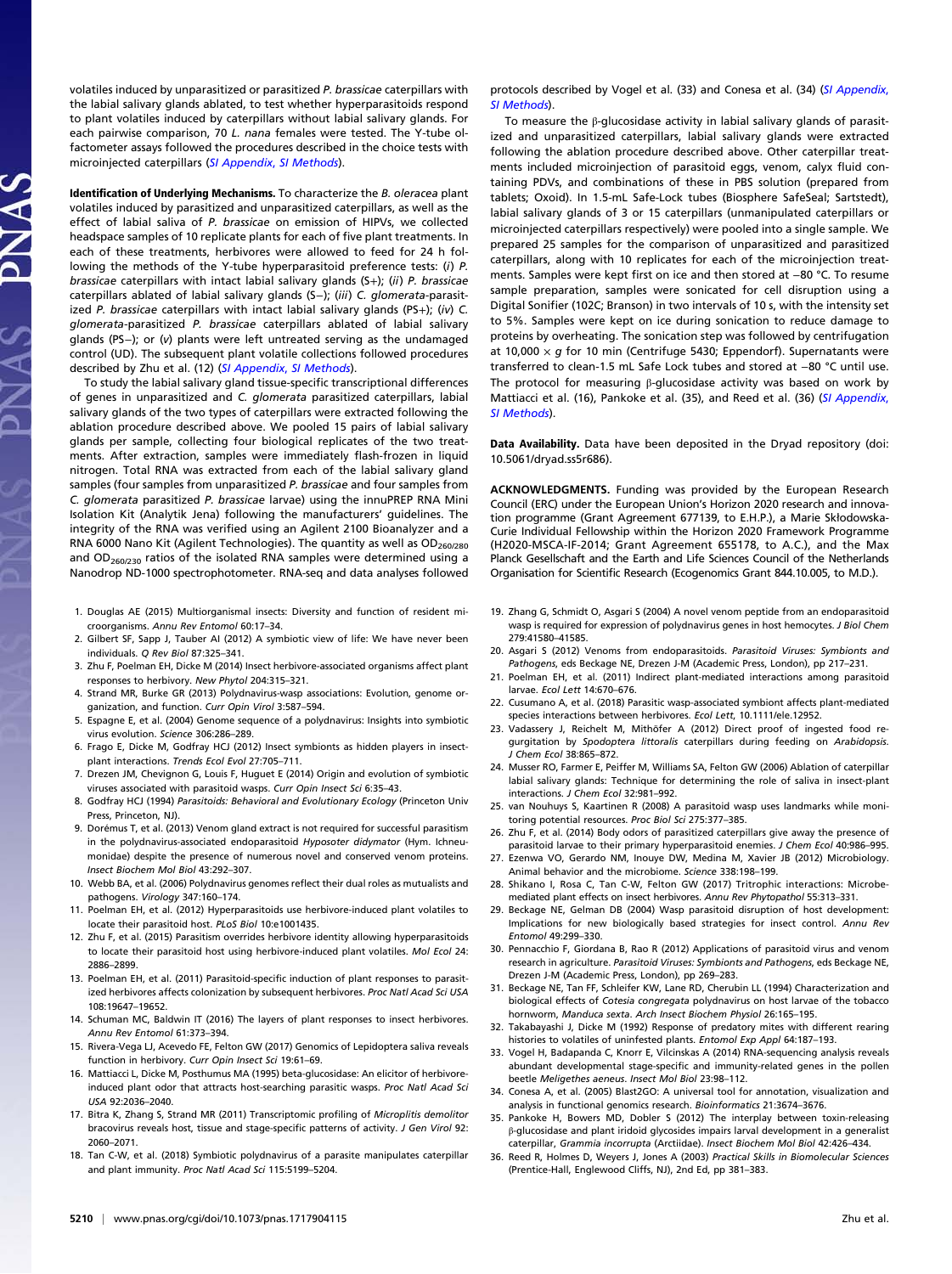volatiles induced by unparasitized or parasitized *P. brassicae* caterpillars with the labial salivary glands ablated, to test whether hyperparasitoids respond to plant volatiles induced by caterpillars without labial salivary glands. For each pairwise comparison, 70 *L. nana* females were tested. The Y-tube olfactometer assays followed the procedures described in the choice tests with microinjected caterpillars (*SI Appendix*, *SI Methods*).

**Identification of Underlying Mechanisms.** To characterize the *B. oleracea* plant volatiles induced by parasitized and unparasitized caterpillars, as well as the effect of labial saliva of *P. brassicae* on emission of HIPVs, we collected headspace samples of 10 replicate plants for each of five plant treatments. In each of these treatments, herbivores were allowed to feed for 24 h following the methods of the Y-tube hyperparasitoid preference tests: (*i*) *P. brassicae* caterpillars with intact labial salivary glands (S+); (*ii*) *P. brassicae* caterpillars ablated of labial salivary glands (S−); (*iii*) *C. glomerata*-parasitized *P. brassicae* caterpillars with intact labial salivary glands (PS+); (*iv*) *C. glomerata*-parasitized *P. brassicae* caterpillars ablated of labial salivary glands (PS−); or (*v*) plants were left untreated serving as the undamaged control (UD). The subsequent plant volatile collections followed procedures described by Zhu et al. (12) (*SI Appendix*, *SI Methods*).

To study the labial salivary gland tissue-specific transcriptional differences of genes in unparasitized and *C. glomerata* parasitized caterpillars, labial salivary glands of the two types of caterpillars were extracted following the ablation procedure described above. We pooled 15 pairs of labial salivary glands per sample, collecting four biological replicates of the two treatments. After extraction, samples were immediately flash-frozen in liquid nitrogen. Total RNA was extracted from each of the labial salivary gland samples (four samples from unparasitized *P. brassicae* and four samples from *C. glomerata* parasitized *P. brassicae* larvae) using the innuPREP RNA Mini Isolation Kit (Analytik Jena) following the manufacturers' guidelines. The integrity of the RNA was verified using an Agilent 2100 Bioanalyzer and a RNA 6000 Nano Kit (Agilent Technologies). The quantity as well as $OD_{260/280}$ and $OD_{260/230}$ ratios of the isolated RNA samples were determined using a Nanodrop ND-1000 spectrophotometer. RNA-seq and data analyses followed protocols described by Vogel et al. (33) and Conesa et al. (34) (*SI Appendix*, *SI Methods*).

To measure the β-glucosidase activity in labial salivary glands of parasitized and unparasitized caterpillars, labial salivary glands were extracted following the ablation procedure described above. Other caterpillar treatments included microinjection of parasitoid eggs, venom, calyx fluid containing PDVs, and combinations of these in PBS solution (prepared from tablets; Oxoid). In 1.5-mL Safe-Lock tubes (Biosphere SafeSeal; Sartstedt), labial salivary glands of 3 or 15 caterpillars (unmanipulated caterpillars or microinjected caterpillars respectively) were pooled into a single sample. We prepared 25 samples for the comparison of unparasitized and parasitized caterpillars, along with 10 replicates for each of the microinjection treatments. Samples were kept first on ice and then stored at −80 °C. To resume sample preparation, samples were sonicated for cell disruption using a Digital Sonifier (102C; Branson) in two intervals of 10 s, with the intensity set to 5%. Samples were kept on ice during sonication to reduce damage to proteins by overheating. The sonication step was followed by centrifugation at 10,000 × *g* for 10 min (Centrifuge 5430; Eppendorf). Supernatants were transferred to clean-1.5 mL Safe Lock tubes and stored at −80 °C until use. The protocol for measuring β-glucosidase activity was based on work by Mattiacci et al. (16), Pankoke et al. (35), and Reed et al. (36) (*SI Appendix*, *SI Methods*).

**Data Availability.** Data have been deposited in the Dryad repository (doi: 10.5061/dryad.ss5r686).

**ACKNOWLEDGMENTS.** Funding was provided by the European Research Council (ERC) under the European Union's Horizon 2020 research and innovation programme (Grant Agreement 677139, to E.H.P.), a Marie Skłodowska-Curie Individual Fellowship within the Horizon 2020 Framework Programme (H2020-MSCA-IF-2014; Grant Agreement 655178, to A.C.), and the Max Planck Gesellschaft and the Earth and Life Sciences Council of the Netherlands Organisation for Scientific Research (Ecogenomics Grant 844.10.005, to M.D.).

1. Douglas AE (2015) Multiorganismal insects: Diversity and function of resident microorganisms. *Annu Rev Entomol* 60:17–34.
2. Gilbert SF, Sapp J, Tauber AI (2012) A symbiotic view of life: We have never been individuals. *Q Rev Biol* 87:325–341.
3. Zhu F, Poelman EH, Dicke M (2014) Insect herbivore-associated organisms affect plant responses to herbivory. *New Phytol* 204:315–321.
4. Strand MR, Burke GR (2013) Polydnavirus-wasp associations: Evolution, genome organization, and function. *Curr Opin Virol* 3:587–594.
5. Espagne E, et al. (2004) Genome sequence of a polydnavirus: Insights into symbiotic virus evolution. *Science* 306:286–289.
6. Frago E, Dicke M, Godfray HCJ (2012) Insect symbionts as hidden players in insect-plant interactions. *Trends Ecol Evol* 27:705–711.
7. Drezen JM, Chevignon G, Louis F, Huguet E (2014) Origin and evolution of symbiotic viruses associated with parasitoid wasps. *Curr Opin Insect Sci* 6:35–43.
8. Godfray HCJ (1994) *Parasitoids: Behavioral and Evolutionary Ecology* (Princeton Univ Press, Princeton, NJ).
9. Dorémus T, et al. (2013) Venom gland extract is not required for successful parasitism in the polydnavirus-associated endoparasitoid *Hyposoter didymator* (Hym. Ichneumonidae) despite the presence of numerous novel and conserved venom proteins. *Insect Biochem Mol Biol* 43:292–307.
10. Webb BA, et al. (2006) Polydnavirus genomes reflect their dual roles as mutualists and pathogens. *Virology* 347:160–174.
11. Poelman EH, et al. (2012) Hyperparasitoids use herbivore-induced plant volatiles to locate their parasitoid host. *PLoS Biol* 10:e1001435.
12. Zhu F, et al. (2015) Parasitism overrides herbivore identity allowing hyperparasitoids to locate their parasitoid host using herbivore-induced plant volatiles. *Mol Ecol* 24: 2886–2899.
13. Poelman EH, et al. (2011) Parasitoid-specific induction of plant responses to parasitized herbivores affects colonization by subsequent herbivores. *Proc Natl Acad Sci USA* 108:19647–19652.
14. Schuman MC, Baldwin IT (2016) The layers of plant responses to insect herbivores. *Annu Rev Entomol* 61:373–394.
15. Rivera-Vega LJ, Acevedo FE, Felton GW (2017) Genomics of Lepidoptera saliva reveals function in herbivory. *Curr Opin Insect Sci* 19:61–69.
16. Mattiacci L, Dicke M, Posthumus MA (1995) beta-glucosidase: An elicitor of herbivore-induced plant odor that attracts host-searching parasitic wasps. *Proc Natl Acad Sci USA* 92:2036–2040.
17. Bitra K, Zhang S, Strand MR (2011) Transcriptomic profiling of *Microplitis demolitor* bracovirus reveals host, tissue and stage-specific patterns of activity. *J Gen Virol* 92: 2060–2071.
18. Tan C-W, et al. (2018) Symbiotic polydnavirus of a parasite manipulates caterpillar and plant immunity. *Proc Natl Acad Sci USA* 115:5199–5204.
19. Zhang G, Schmidt O, Asgari S (2004) A novel venom peptide from an endoparasitoid wasp is required for expression of polydnavirus genes in host hemocytes. *J Biol Chem* 279:41580–41585.
20. Asgari S (2012) Venoms from endoparasitoids. *Parasitoid Viruses: Symbionts and Pathogens*, eds Beckage NE, Drezen J-M (Academic Press, London), pp 217–231.
21. Poelman EH, et al. (2011) Indirect plant-mediated interactions among parasitoid larvae. *Ecol Lett* 14:670–676.
22. Cusumano A, et al. (2018) Parasitic wasp-associated symbiont affects plant-mediated species interactions between herbivores. *Ecol Lett*, 10.1111/ele.12952.
23. Vadassery J, Reichelt M, Mithöfer A (2012) Direct proof of ingested food regurgitation by *Spodoptera littoralis* caterpillars during feeding on *Arabidopsis*. *J Chem Ecol* 38:865–872.
24. Musser RO, Farmer E, Peiffer M, Williams SA, Felton GW (2006) Ablation of caterpillar labial salivary glands: Technique for determining the role of saliva in insect-plant interactions. *J Chem Ecol* 32:981–992.
25. van Nouhuys S, Kaartinen R (2008) A parasitoid wasp uses landmarks while monitoring potential resources. *Proc Biol Sci* 275:377–385.
26. Zhu F, et al. (2014) Body odors of parasitized caterpillars give away the presence of parasitoid larvae to their primary hyperparasitoid enemies. *J Chem Ecol* 40:986–995.
27. Ezenwa VO, Gerardo NM, Inouye DW, Medina M, Xavier JB (2012) Microbiology. Animal behavior and the microbiome. *Science* 338:198–199.
28. Shikano I, Rosa C, Tan C-W, Felton GW (2017) Tritrophic interactions: Microbe-mediated plant effects on insect herbivores. *Annu Rev Phytopathol* 55:313–331.
29. Beckage NE, Gelman DB (2004) Wasp parasitoid disruption of host development: Implications for new biologically based strategies for insect control. *Annu Rev Entomol* 49:299–330.
30. Pennacchio F, Giordana B, Rao R (2012) Applications of parasitoid virus and venom research in agriculture. *Parasitoid Viruses: Symbionts and Pathogens*, eds Beckage NE, Drezen J-M (Academic Press, London), pp 269–283.
31. Beckage NE, Tan FF, Schleifer KW, Lane RD, Cherubin LL (1994) Characterization and biological effects of *Cotesia congregata* polydnavirus on host larvae of the tobacco hornworm, *Manduca sexta*. *Arch Insect Biochem Physiol* 26:165–195.
32. Takabayashi J, Dicke M (1992) Response of predatory mites with different rearing histories to volatiles of uninfested plants. *Entomol Exp Appl* 64:187–193.
33. Vogel H, Badapanda C, Knorr E, Vilcinskas A (2014) RNA-sequencing analysis reveals abundant developmental stage-specific and immunity-related genes in the pollen beetle *Meligethes aeneus*. *Insect Mol Biol* 23:98–112.
34. Conesa A, et al. (2005) Blast2GO: A universal tool for annotation, visualization and analysis in functional genomics research. *Bioinformatics* 21:3674–3676.
35. Pankoke H, Bowers MD, Dobler S (2012) The interplay between toxin-releasing β-glucosidase and plant iridoid glycosides impairs larval development in a generalist caterpillar, *Grammia incorrupta* (Arctiidae). *Insect Biochem Mol Biol* 42:426–434.
36. Reed R, Holmes D, Weyers J, Jones A (2003) *Practical Skills in Biomolecular Sciences* (Prentice-Hall, Englewood Cliffs, NJ), 2nd Ed, pp 381–383.